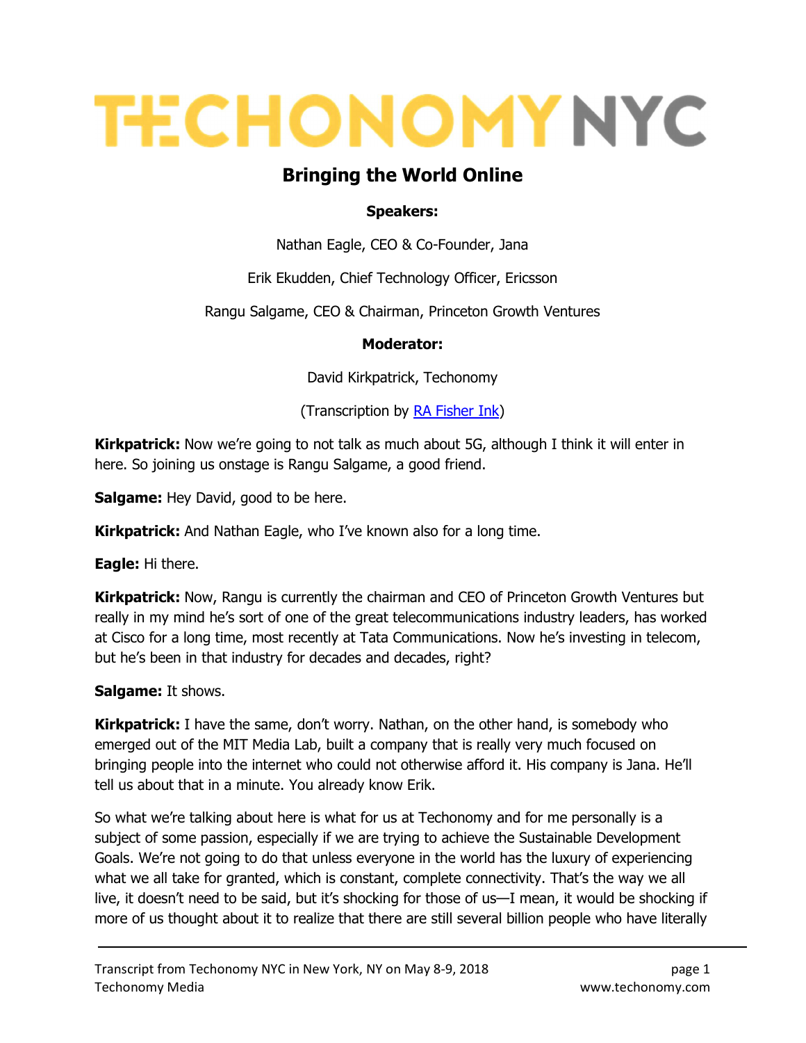# TECHONOMY NYC

## Bringing the World Online

**Speakers:**

Nathan Eagle, CEO & Co-Founder, Jana

Erik Ekudden, Chief Technology Officer, Ericsson

Rangu Salgame, CEO & Chairman, Princeton Growth Ventures

**Moderator:**

David Kirkpatrick, Techonomy

(Transcription by [RA Fisher Ink](RA Fisher Ink))

**Kirkpatrick:** Now we're going to not talk as much about 5G, although I think it will enter in here. So joining us onstage is Rangu Salgame, a good friend.

**Salgame:** Hey David, good to be here.

**Kirkpatrick:** And Nathan Eagle, who I've known also for a long time.

**Eagle:** Hi there.

**Kirkpatrick:** Now, Rangu is currently the chairman and CEO of Princeton Growth Ventures but really in my mind he's sort of one of the great telecommunications industry leaders, has worked at Cisco for a long time, most recently at Tata Communications. Now he's investing in telecom, but he's been in that industry for decades and decades, right?

**Salgame:** It shows.

**Kirkpatrick:** I have the same, don't worry. Nathan, on the other hand, is somebody who emerged out of the MIT Media Lab, built a company that is really very much focused on bringing people into the internet who could not otherwise afford it. His company is Jana. He'll tell us about that in a minute. You already know Erik.

So what we're talking about here is what for us at Techonomy and for me personally is a subject of some passion, especially if we are trying to achieve the Sustainable Development Goals. We're not going to do that unless everyone in the world has the luxury of experiencing what we all take for granted, which is constant, complete connectivity. That's the way we all live, it doesn't need to be said, but it's shocking for those of us—I mean, it would be shocking if more of us thought about it to realize that there are still several billion people who have literally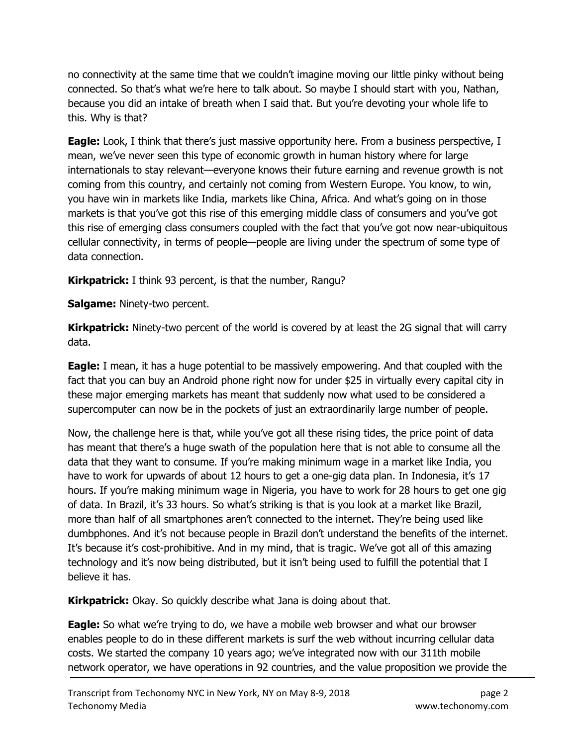no connectivity at the same time that we couldn't imagine moving our little pinky without being connected. So that's what we're here to talk about. So maybe I should start with you, Nathan, because you did an intake of breath when I said that. But you're devoting your whole life to this. Why is that?

**Eagle:** Look, I think that there's just massive opportunity here. From a business perspective, I mean, we've never seen this type of economic growth in human history where for large internationals to stay relevant—everyone knows their future earning and revenue growth is not coming from this country, and certainly not coming from Western Europe. You know, to win, you have win in markets like India, markets like China, Africa. And what's going on in those markets is that you've got this rise of this emerging middle class of consumers and you've got this rise of emerging class consumers coupled with the fact that you've got now near-ubiquitous cellular connectivity, in terms of people—people are living under the spectrum of some type of data connection.

**Kirkpatrick:** I think 93 percent, is that the number, Rangu?

**Salgame:** Ninety-two percent.

**Kirkpatrick:** Ninety-two percent of the world is covered by at least the 2G signal that will carry data.

**Eagle:** I mean, it has a huge potential to be massively empowering. And that coupled with the fact that you can buy an Android phone right now for under $25 in virtually every capital city in these major emerging markets has meant that suddenly now what used to be considered a supercomputer can now be in the pockets of just an extraordinarily large number of people.

Now, the challenge here is that, while you've got all these rising tides, the price point of data has meant that there's a huge swath of the population here that is not able to consume all the data that they want to consume. If you're making minimum wage in a market like India, you have to work for upwards of about 12 hours to get a one-gig data plan. In Indonesia, it's 17 hours. If you're making minimum wage in Nigeria, you have to work for 28 hours to get one gig of data. In Brazil, it's 33 hours. So what's striking is that is you look at a market like Brazil, more than half of all smartphones aren't connected to the internet. They're being used like dumbphones. And it's not because people in Brazil don't understand the benefits of the internet. It's because it's cost-prohibitive. And in my mind, that is tragic. We've got all of this amazing technology and it's now being distributed, but it isn't being used to fulfill the potential that I believe it has.

**Kirkpatrick:** Okay. So quickly describe what Jana is doing about that.

**Eagle:** So what we're trying to do, we have a mobile web browser and what our browser enables people to do in these different markets is surf the web without incurring cellular data costs. We started the company 10 years ago; we've integrated now with our 311th mobile network operator, we have operations in 92 countries, and the value proposition we provide the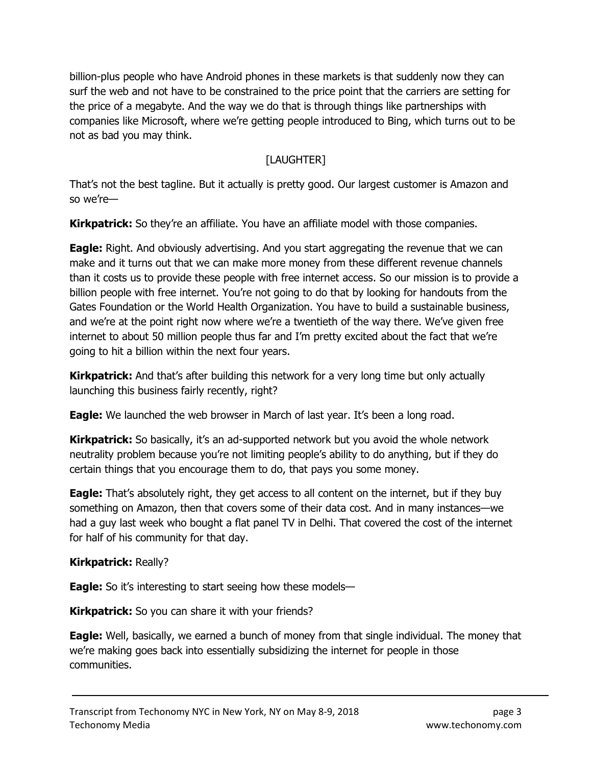billion-plus people who have Android phones in these markets is that suddenly now they can surf the web and not have to be constrained to the price point that the carriers are setting for the price of a megabyte. And the way we do that is through things like partnerships with companies like Microsoft, where we're getting people introduced to Bing, which turns out to be not as bad you may think.

[LAUGHTER]

That's not the best tagline. But it actually is pretty good. Our largest customer is Amazon and so we're—

**Kirkpatrick:** So they're an affiliate. You have an affiliate model with those companies.

**Eagle:** Right. And obviously advertising. And you start aggregating the revenue that we can make and it turns out that we can make more money from these different revenue channels than it costs us to provide these people with free internet access. So our mission is to provide a billion people with free internet. You're not going to do that by looking for handouts from the Gates Foundation or the World Health Organization. You have to build a sustainable business, and we're at the point right now where we're a twentieth of the way there. We've given free internet to about 50 million people thus far and I'm pretty excited about the fact that we're going to hit a billion within the next four years.

**Kirkpatrick:** And that's after building this network for a very long time but only actually launching this business fairly recently, right?

**Eagle:** We launched the web browser in March of last year. It's been a long road.

**Kirkpatrick:** So basically, it's an ad-supported network but you avoid the whole network neutrality problem because you're not limiting people's ability to do anything, but if they do certain things that you encourage them to do, that pays you some money.

**Eagle:** That's absolutely right, they get access to all content on the internet, but if they buy something on Amazon, then that covers some of their data cost. And in many instances—we had a guy last week who bought a flat panel TV in Delhi. That covered the cost of the internet for half of his community for that day.

**Kirkpatrick:** Really?

**Eagle:** So it's interesting to start seeing how these models—

**Kirkpatrick:** So you can share it with your friends?

**Eagle:** Well, basically, we earned a bunch of money from that single individual. The money that we're making goes back into essentially subsidizing the internet for people in those communities.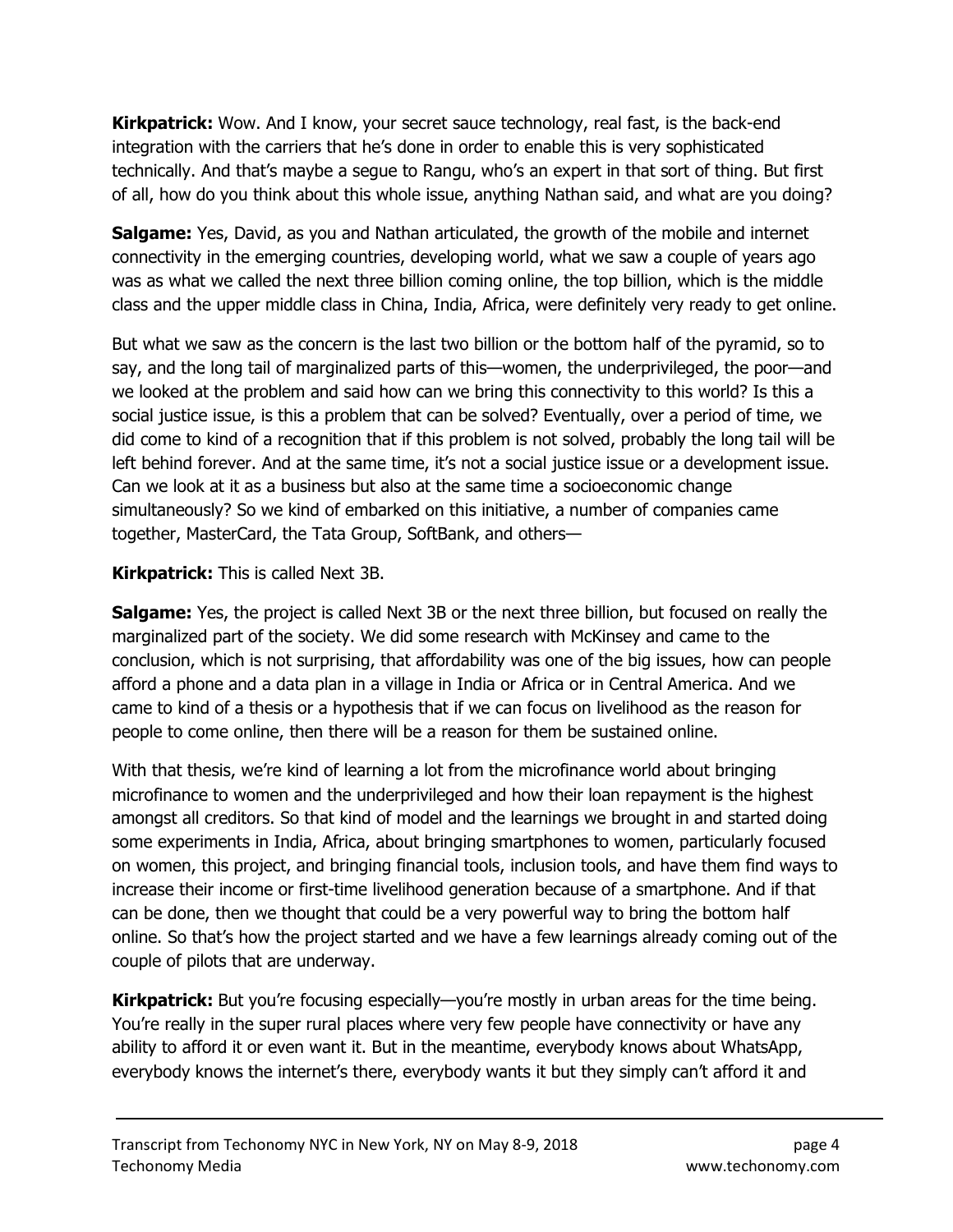**Kirkpatrick:** Wow. And I know, your secret sauce technology, real fast, is the back-end integration with the carriers that he's done in order to enable this is very sophisticated technically. And that's maybe a segue to Rangu, who's an expert in that sort of thing. But first of all, how do you think about this whole issue, anything Nathan said, and what are you doing?

**Salgame:** Yes, David, as you and Nathan articulated, the growth of the mobile and internet connectivity in the emerging countries, developing world, what we saw a couple of years ago was as what we called the next three billion coming online, the top billion, which is the middle class and the upper middle class in China, India, Africa, were definitely very ready to get online.

But what we saw as the concern is the last two billion or the bottom half of the pyramid, so to say, and the long tail of marginalized parts of this—women, the underprivileged, the poor—and we looked at the problem and said how can we bring this connectivity to this world? Is this a social justice issue, is this a problem that can be solved? Eventually, over a period of time, we did come to kind of a recognition that if this problem is not solved, probably the long tail will be left behind forever. And at the same time, it's not a social justice issue or a development issue. Can we look at it as a business but also at the same time a socioeconomic change simultaneously? So we kind of embarked on this initiative, a number of companies came together, MasterCard, the Tata Group, SoftBank, and others—

**Kirkpatrick:** This is called Next 3B.

**Salgame:** Yes, the project is called Next 3B or the next three billion, but focused on really the marginalized part of the society. We did some research with McKinsey and came to the conclusion, which is not surprising, that affordability was one of the big issues, how can people afford a phone and a data plan in a village in India or Africa or in Central America. And we came to kind of a thesis or a hypothesis that if we can focus on livelihood as the reason for people to come online, then there will be a reason for them be sustained online.

With that thesis, we're kind of learning a lot from the microfinance world about bringing microfinance to women and the underprivileged and how their loan repayment is the highest amongst all creditors. So that kind of model and the learnings we brought in and started doing some experiments in India, Africa, about bringing smartphones to women, particularly focused on women, this project, and bringing financial tools, inclusion tools, and have them find ways to increase their income or first-time livelihood generation because of a smartphone. And if that can be done, then we thought that could be a very powerful way to bring the bottom half online. So that's how the project started and we have a few learnings already coming out of the couple of pilots that are underway.

**Kirkpatrick:** But you're focusing especially—you're mostly in urban areas for the time being. You're really in the super rural places where very few people have connectivity or have any ability to afford it or even want it. But in the meantime, everybody knows about WhatsApp, everybody knows the internet's there, everybody wants it but they simply can't afford it and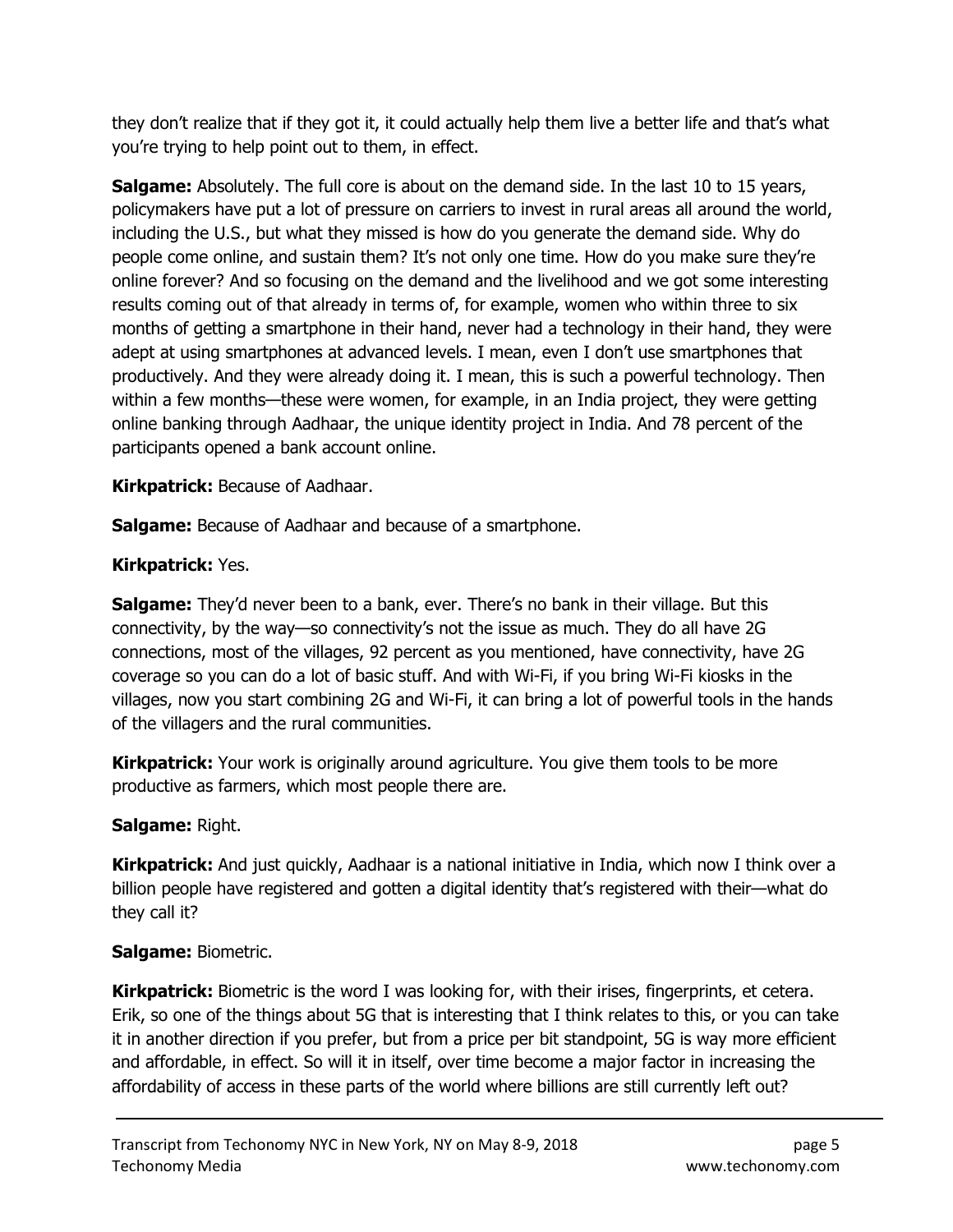they don't realize that if they got it, it could actually help them live a better life and that's what you're trying to help point out to them, in effect.

**Salgame:** Absolutely. The full core is about on the demand side. In the last 10 to 15 years, policymakers have put a lot of pressure on carriers to invest in rural areas all around the world, including the U.S., but what they missed is how do you generate the demand side. Why do people come online, and sustain them? It's not only one time. How do you make sure they're online forever? And so focusing on the demand and the livelihood and we got some interesting results coming out of that already in terms of, for example, women who within three to six months of getting a smartphone in their hand, never had a technology in their hand, they were adept at using smartphones at advanced levels. I mean, even I don't use smartphones that productively. And they were already doing it. I mean, this is such a powerful technology. Then within a few months—these were women, for example, in an India project, they were getting online banking through Aadhaar, the unique identity project in India. And 78 percent of the participants opened a bank account online.

**Kirkpatrick:** Because of Aadhaar.

**Salgame:** Because of Aadhaar and because of a smartphone.

**Kirkpatrick:** Yes.

**Salgame:** They'd never been to a bank, ever. There's no bank in their village. But this connectivity, by the way—so connectivity's not the issue as much. They do all have 2G connections, most of the villages, 92 percent as you mentioned, have connectivity, have 2G coverage so you can do a lot of basic stuff. And with Wi-Fi, if you bring Wi-Fi kiosks in the villages, now you start combining 2G and Wi-Fi, it can bring a lot of powerful tools in the hands of the villagers and the rural communities.

**Kirkpatrick:** Your work is originally around agriculture. You give them tools to be more productive as farmers, which most people there are.

**Salgame:** Right.

**Kirkpatrick:** And just quickly, Aadhaar is a national initiative in India, which now I think over a billion people have registered and gotten a digital identity that's registered with their—what do they call it?

**Salgame:** Biometric.

**Kirkpatrick:** Biometric is the word I was looking for, with their irises, fingerprints, et cetera. Erik, so one of the things about 5G that is interesting that I think relates to this, or you can take it in another direction if you prefer, but from a price per bit standpoint, 5G is way more efficient and affordable, in effect. So will it in itself, over time become a major factor in increasing the affordability of access in these parts of the world where billions are still currently left out?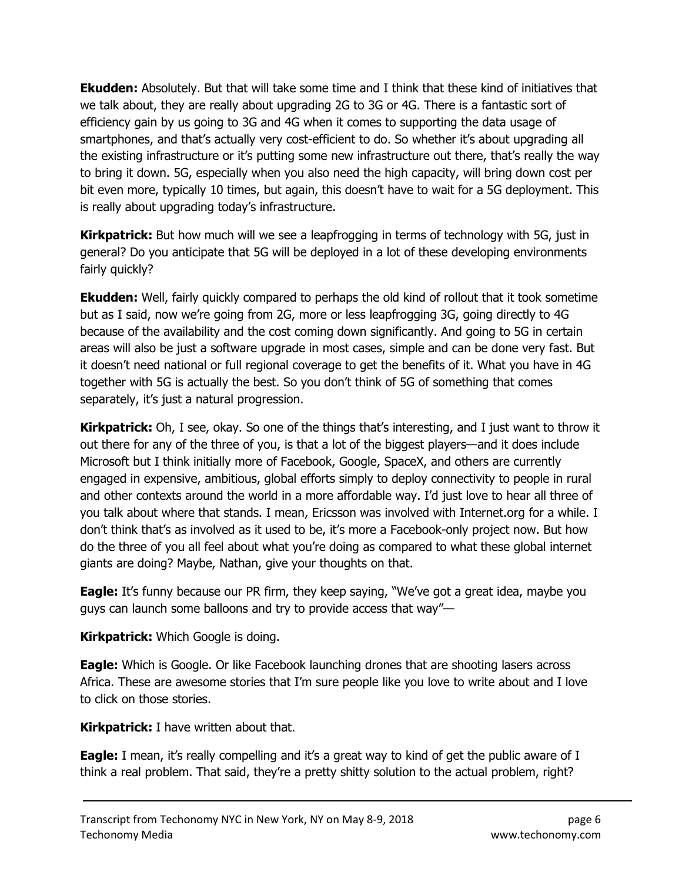**Ekudden:** Absolutely. But that will take some time and I think that these kind of initiatives that we talk about, they are really about upgrading 2G to 3G or 4G. There is a fantastic sort of efficiency gain by us going to 3G and 4G when it comes to supporting the data usage of smartphones, and that's actually very cost-efficient to do. So whether it's about upgrading all the existing infrastructure or it's putting some new infrastructure out there, that's really the way to bring it down. 5G, especially when you also need the high capacity, will bring down cost per bit even more, typically 10 times, but again, this doesn't have to wait for a 5G deployment. This is really about upgrading today's infrastructure.

**Kirkpatrick:** But how much will we see a leapfrogging in terms of technology with 5G, just in general? Do you anticipate that 5G will be deployed in a lot of these developing environments fairly quickly?

**Ekudden:** Well, fairly quickly compared to perhaps the old kind of rollout that it took sometime but as I said, now we're going from 2G, more or less leapfrogging 3G, going directly to 4G because of the availability and the cost coming down significantly. And going to 5G in certain areas will also be just a software upgrade in most cases, simple and can be done very fast. But it doesn't need national or full regional coverage to get the benefits of it. What you have in 4G together with 5G is actually the best. So you don't think of 5G of something that comes separately, it's just a natural progression.

**Kirkpatrick:** Oh, I see, okay. So one of the things that's interesting, and I just want to throw it out there for any of the three of you, is that a lot of the biggest players—and it does include Microsoft but I think initially more of Facebook, Google, SpaceX, and others are currently engaged in expensive, ambitious, global efforts simply to deploy connectivity to people in rural and other contexts around the world in a more affordable way. I'd just love to hear all three of you talk about where that stands. I mean, Ericsson was involved with Internet.org for a while. I don't think that's as involved as it used to be, it's more a Facebook-only project now. But how do the three of you all feel about what you're doing as compared to what these global internet giants are doing? Maybe, Nathan, give your thoughts on that.

**Eagle:** It's funny because our PR firm, they keep saying, "We've got a great idea, maybe you guys can launch some balloons and try to provide access that way"—

**Kirkpatrick:** Which Google is doing.

**Eagle:** Which is Google. Or like Facebook launching drones that are shooting lasers across Africa. These are awesome stories that I'm sure people like you love to write about and I love to click on those stories.

**Kirkpatrick:** I have written about that.

**Eagle:** I mean, it's really compelling and it's a great way to kind of get the public aware of I think a real problem. That said, they're a pretty shitty solution to the actual problem, right?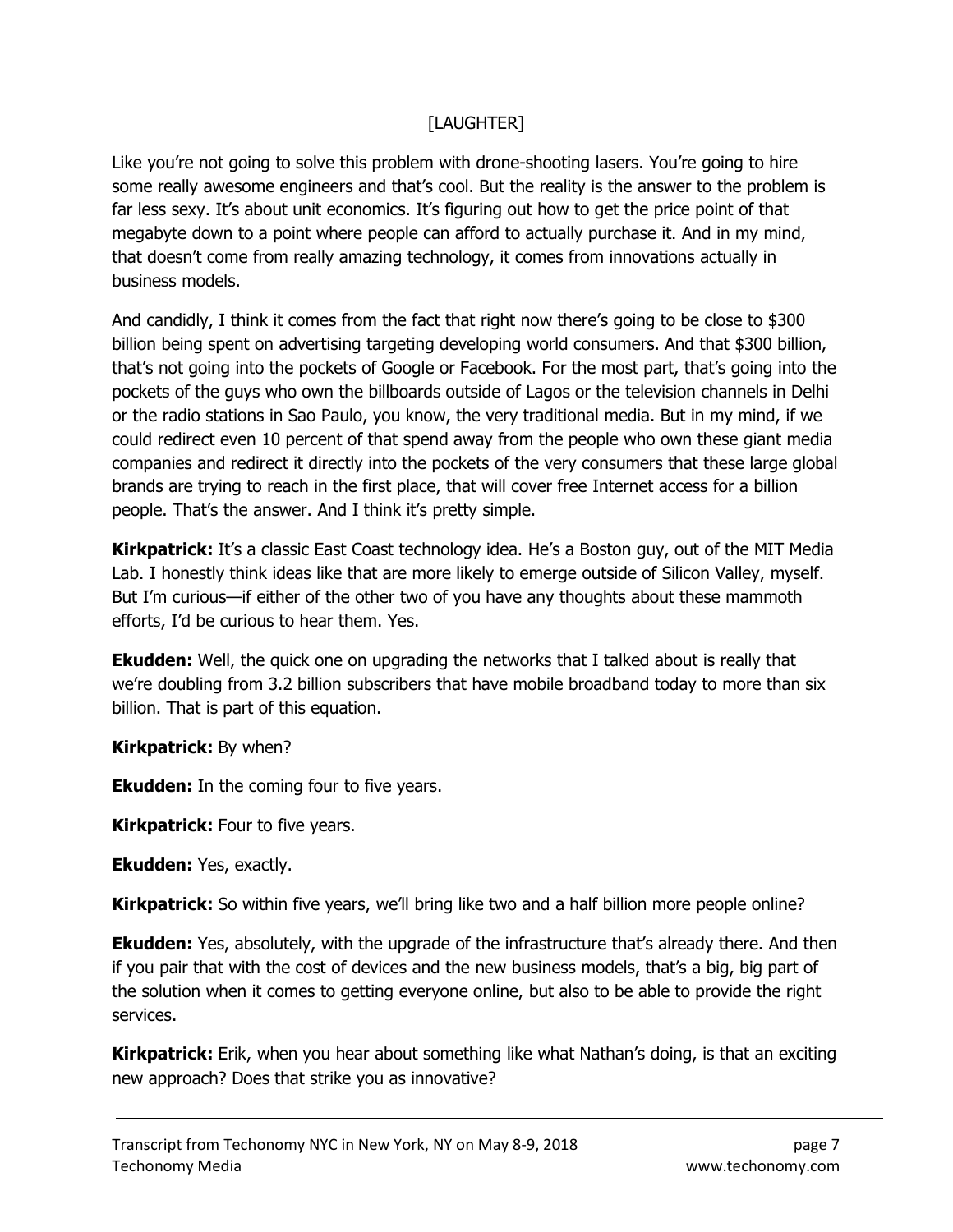[LAUGHTER]

Like you're not going to solve this problem with drone-shooting lasers. You're going to hire some really awesome engineers and that's cool. But the reality is the answer to the problem is far less sexy. It's about unit economics. It's figuring out how to get the price point of that megabyte down to a point where people can afford to actually purchase it. And in my mind, that doesn't come from really amazing technology, it comes from innovations actually in business models.

And candidly, I think it comes from the fact that right now there's going to be close to $300 billion being spent on advertising targeting developing world consumers. And that $300 billion, that's not going into the pockets of Google or Facebook. For the most part, that's going into the pockets of the guys who own the billboards outside of Lagos or the television channels in Delhi or the radio stations in Sao Paulo, you know, the very traditional media. But in my mind, if we could redirect even 10 percent of that spend away from the people who own these giant media companies and redirect it directly into the pockets of the very consumers that these large global brands are trying to reach in the first place, that will cover free Internet access for a billion people. That's the answer. And I think it's pretty simple.

**Kirkpatrick:** It's a classic East Coast technology idea. He's a Boston guy, out of the MIT Media Lab. I honestly think ideas like that are more likely to emerge outside of Silicon Valley, myself. But I'm curious—if either of the other two of you have any thoughts about these mammoth efforts, I'd be curious to hear them. Yes.

**Ekudden:** Well, the quick one on upgrading the networks that I talked about is really that we're doubling from 3.2 billion subscribers that have mobile broadband today to more than six billion. That is part of this equation.

**Kirkpatrick:** By when?

**Ekudden:** In the coming four to five years.

**Kirkpatrick:** Four to five years.

**Ekudden:** Yes, exactly.

**Kirkpatrick:** So within five years, we'll bring like two and a half billion more people online?

**Ekudden:** Yes, absolutely, with the upgrade of the infrastructure that's already there. And then if you pair that with the cost of devices and the new business models, that's a big, big part of the solution when it comes to getting everyone online, but also to be able to provide the right services.

**Kirkpatrick:** Erik, when you hear about something like what Nathan's doing, is that an exciting new approach? Does that strike you as innovative?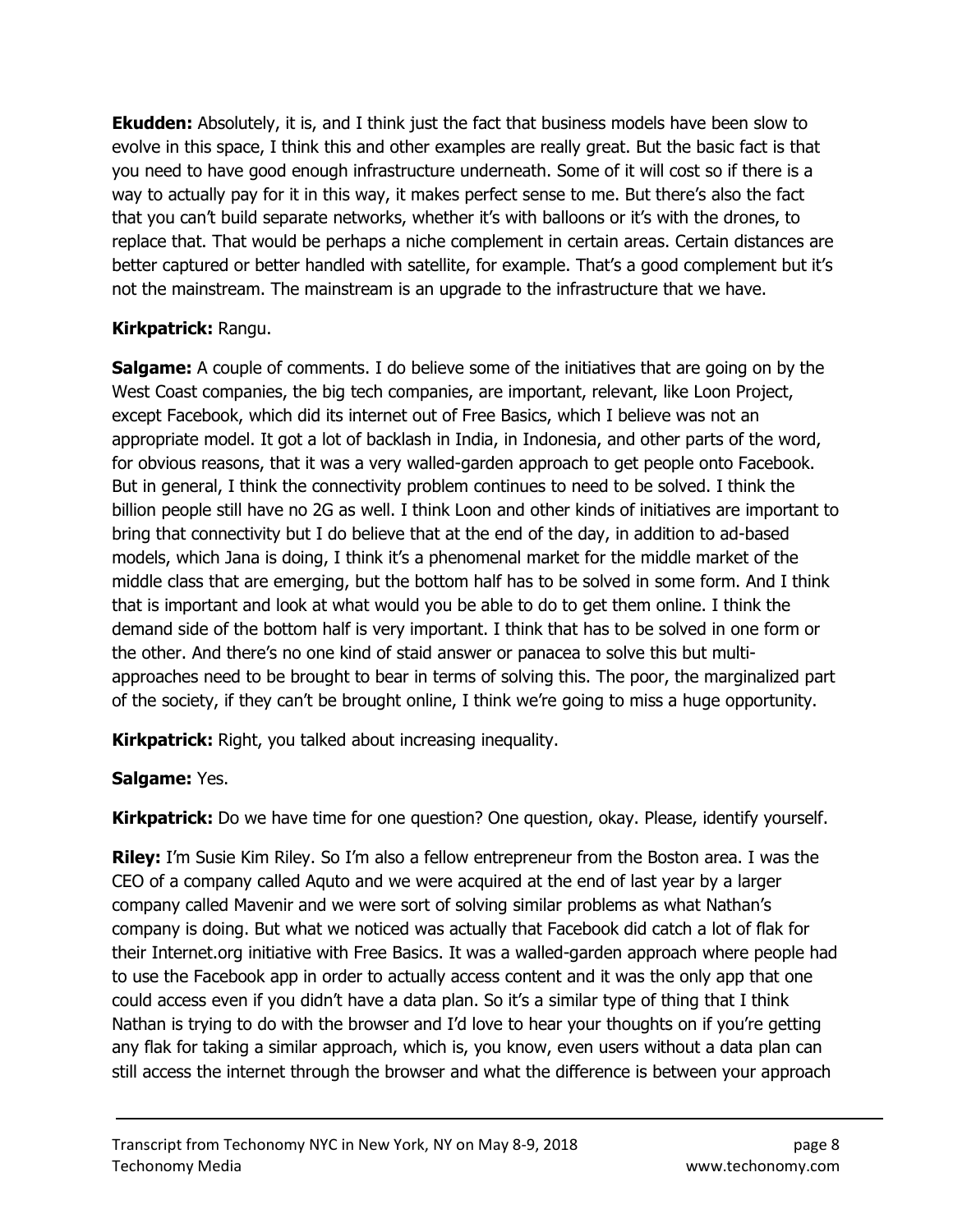**Ekudden:** Absolutely, it is, and I think just the fact that business models have been slow to evolve in this space, I think this and other examples are really great. But the basic fact is that you need to have good enough infrastructure underneath. Some of it will cost so if there is a way to actually pay for it in this way, it makes perfect sense to me. But there's also the fact that you can't build separate networks, whether it's with balloons or it's with the drones, to replace that. That would be perhaps a niche complement in certain areas. Certain distances are better captured or better handled with satellite, for example. That's a good complement but it's not the mainstream. The mainstream is an upgrade to the infrastructure that we have.

**Kirkpatrick:** Rangu.

**Salgame:** A couple of comments. I do believe some of the initiatives that are going on by the West Coast companies, the big tech companies, are important, relevant, like Loon Project, except Facebook, which did its internet out of Free Basics, which I believe was not an appropriate model. It got a lot of backlash in India, in Indonesia, and other parts of the word, for obvious reasons, that it was a very walled-garden approach to get people onto Facebook. But in general, I think the connectivity problem continues to need to be solved. I think the billion people still have no 2G as well. I think Loon and other kinds of initiatives are important to bring that connectivity but I do believe that at the end of the day, in addition to ad-based models, which Jana is doing, I think it's a phenomenal market for the middle market of the middle class that are emerging, but the bottom half has to be solved in some form. And I think that is important and look at what would you be able to do to get them online. I think the demand side of the bottom half is very important. I think that has to be solved in one form or the other. And there's no one kind of staid answer or panacea to solve this but multi-approaches need to be brought to bear in terms of solving this. The poor, the marginalized part of the society, if they can't be brought online, I think we're going to miss a huge opportunity.

**Kirkpatrick:** Right, you talked about increasing inequality.

**Salgame:** Yes.

**Kirkpatrick:** Do we have time for one question? One question, okay. Please, identify yourself.

**Riley:** I'm Susie Kim Riley. So I'm also a fellow entrepreneur from the Boston area. I was the CEO of a company called Aquto and we were acquired at the end of last year by a larger company called Mavenir and we were sort of solving similar problems as what Nathan's company is doing. But what we noticed was actually that Facebook did catch a lot of flak for their Internet.org initiative with Free Basics. It was a walled-garden approach where people had to use the Facebook app in order to actually access content and it was the only app that one could access even if you didn't have a data plan. So it's a similar type of thing that I think Nathan is trying to do with the browser and I'd love to hear your thoughts on if you're getting any flak for taking a similar approach, which is, you know, even users without a data plan can still access the internet through the browser and what the difference is between your approach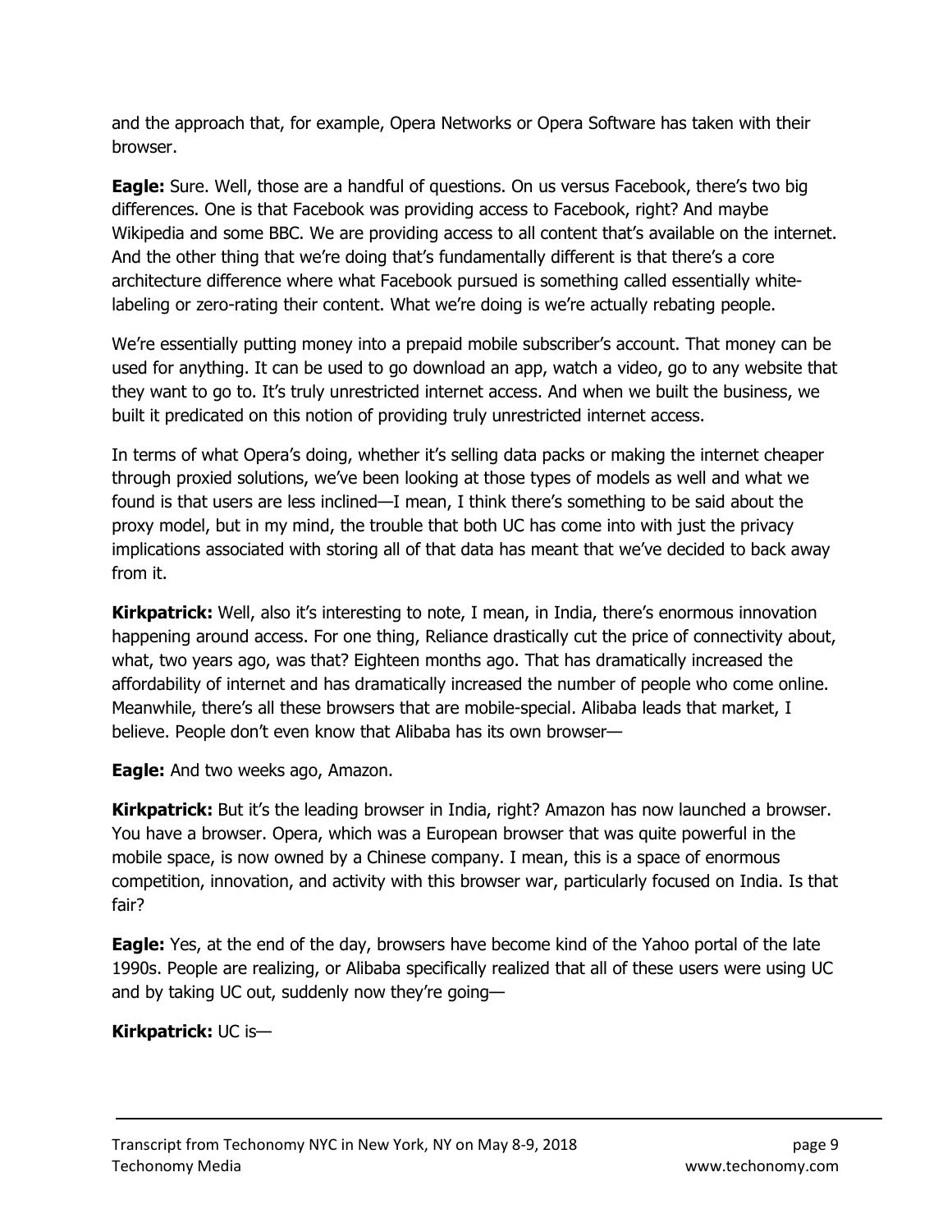and the approach that, for example, Opera Networks or Opera Software has taken with their browser.

**Eagle:** Sure. Well, those are a handful of questions. On us versus Facebook, there's two big differences. One is that Facebook was providing access to Facebook, right? And maybe Wikipedia and some BBC. We are providing access to all content that's available on the internet. And the other thing that we're doing that's fundamentally different is that there's a core architecture difference where what Facebook pursued is something called essentially white-labeling or zero-rating their content. What we're doing is we're actually rebating people.

We're essentially putting money into a prepaid mobile subscriber's account. That money can be used for anything. It can be used to go download an app, watch a video, go to any website that they want to go to. It's truly unrestricted internet access. And when we built the business, we built it predicated on this notion of providing truly unrestricted internet access.

In terms of what Opera's doing, whether it's selling data packs or making the internet cheaper through proxied solutions, we've been looking at those types of models as well and what we found is that users are less inclined—I mean, I think there's something to be said about the proxy model, but in my mind, the trouble that both UC has come into with just the privacy implications associated with storing all of that data has meant that we've decided to back away from it.

**Kirkpatrick:** Well, also it's interesting to note, I mean, in India, there's enormous innovation happening around access. For one thing, Reliance drastically cut the price of connectivity about, what, two years ago, was that? Eighteen months ago. That has dramatically increased the affordability of internet and has dramatically increased the number of people who come online. Meanwhile, there's all these browsers that are mobile-special. Alibaba leads that market, I believe. People don't even know that Alibaba has its own browser—

**Eagle:** And two weeks ago, Amazon.

**Kirkpatrick:** But it's the leading browser in India, right? Amazon has now launched a browser. You have a browser. Opera, which was a European browser that was quite powerful in the mobile space, is now owned by a Chinese company. I mean, this is a space of enormous competition, innovation, and activity with this browser war, particularly focused on India. Is that fair?

**Eagle:** Yes, at the end of the day, browsers have become kind of the Yahoo portal of the late 1990s. People are realizing, or Alibaba specifically realized that all of these users were using UC and by taking UC out, suddenly now they're going—

**Kirkpatrick:** UC is—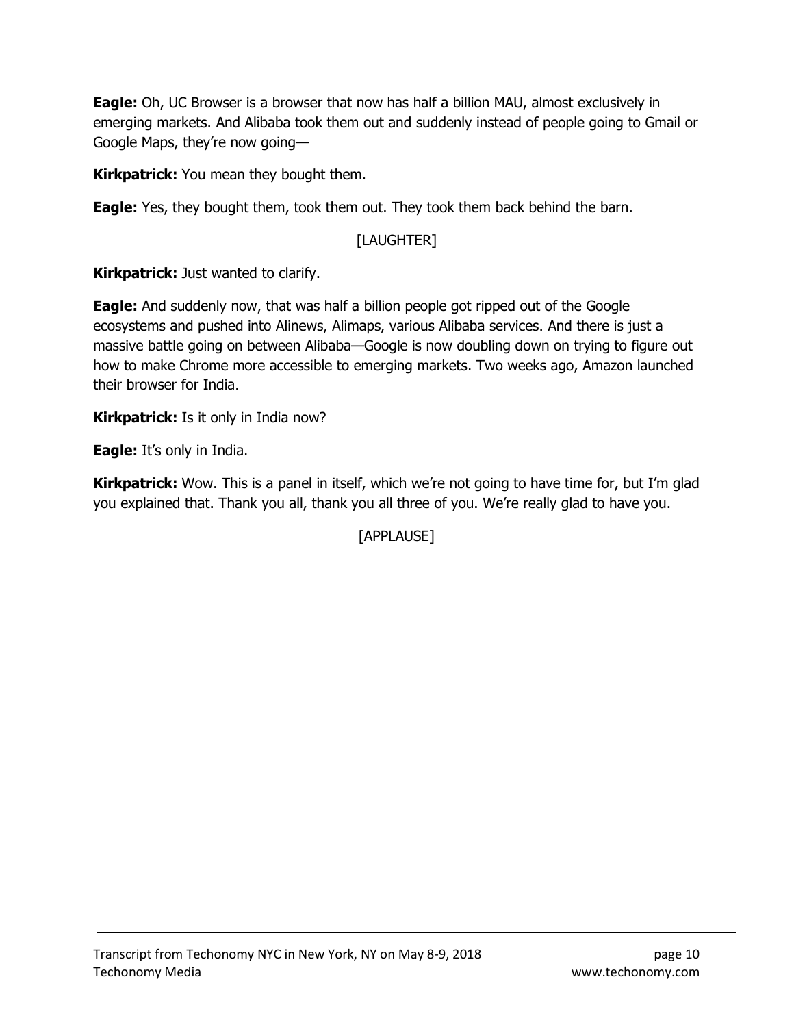**Eagle:** Oh, UC Browser is a browser that now has half a billion MAU, almost exclusively in emerging markets. And Alibaba took them out and suddenly instead of people going to Gmail or Google Maps, they're now going—

**Kirkpatrick:** You mean they bought them.

**Eagle:** Yes, they bought them, took them out. They took them back behind the barn.

[LAUGHTER]

**Kirkpatrick:** Just wanted to clarify.

**Eagle:** And suddenly now, that was half a billion people got ripped out of the Google ecosystems and pushed into Alinews, Alimaps, various Alibaba services. And there is just a massive battle going on between Alibaba—Google is now doubling down on trying to figure out how to make Chrome more accessible to emerging markets. Two weeks ago, Amazon launched their browser for India.

**Kirkpatrick:** Is it only in India now?

**Eagle:** It's only in India.

**Kirkpatrick:** Wow. This is a panel in itself, which we're not going to have time for, but I'm glad you explained that. Thank you all, thank you all three of you. We're really glad to have you.

[APPLAUSE]